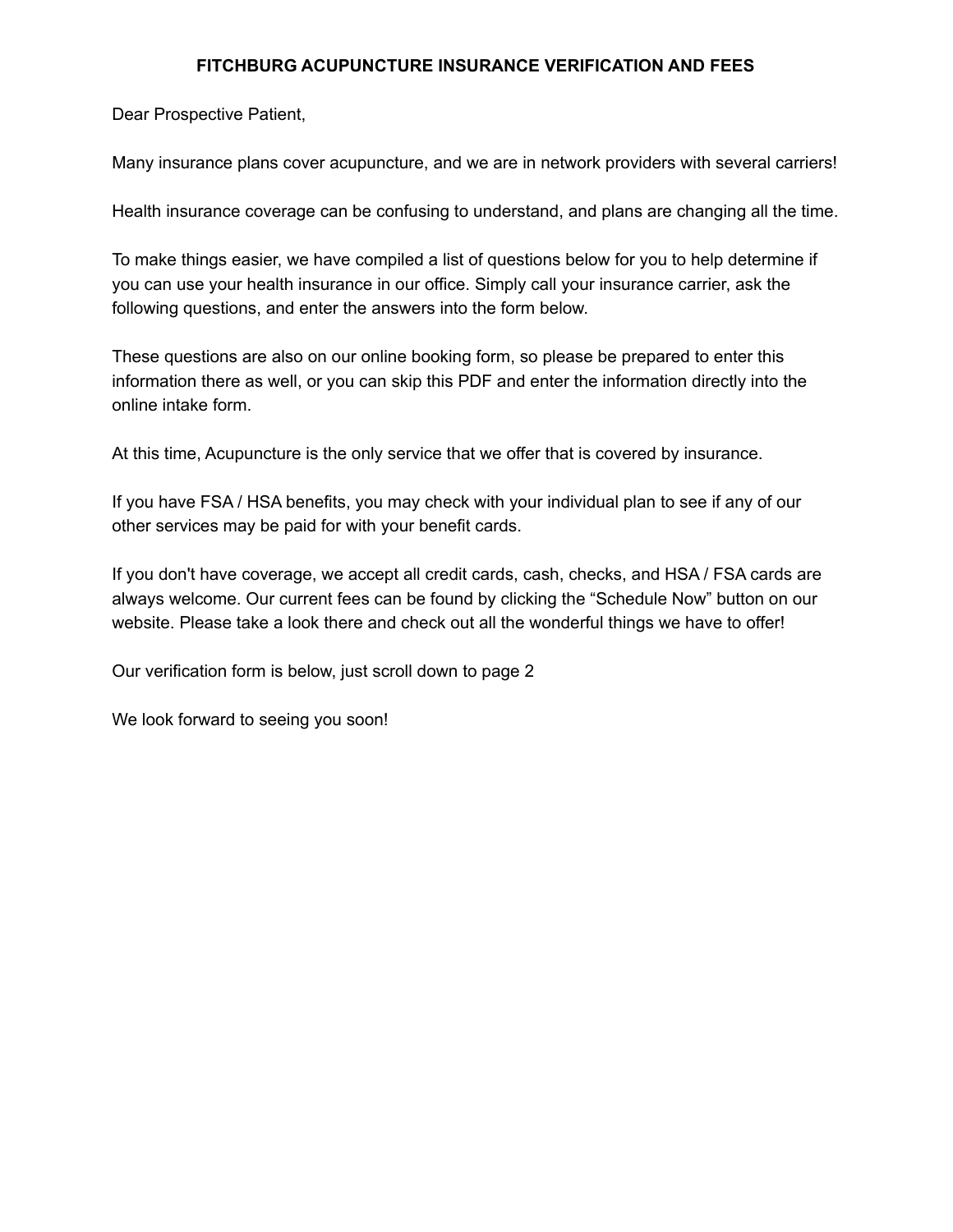# FITCHBURG ACUPUNCTURE INSURANCE VERIFICATION AND FEES

Dear Prospective Patient,

Many insurance plans cover acupuncture, and we are in network providers with several carriers!

Health insurance coverage can be confusing to understand, and plans are changing all the time.

To make things easier, we have compiled a list of questions below for you to help determine if you can use your health insurance in our office. Simply call your insurance carrier, ask the following questions, and enter the answers into the form below.

These questions are also on our online booking form, so please be prepared to enter this information there as well, or you can skip this PDF and enter the information directly into the online intake form.

At this time, Acupuncture is the only service that we offer that is covered by insurance.

If you have FSA / HSA benefits, you may check with your individual plan to see if any of our other services may be paid for with your benefit cards.

If you don't have coverage, we accept all credit cards, cash, checks, and HSA / FSA cards are always welcome. Our current fees can be found by clicking the “Schedule Now” button on our website. Please take a look there and check out all the wonderful things we have to offer!

Our verification form is below, just scroll down to page 2

We look forward to seeing you soon!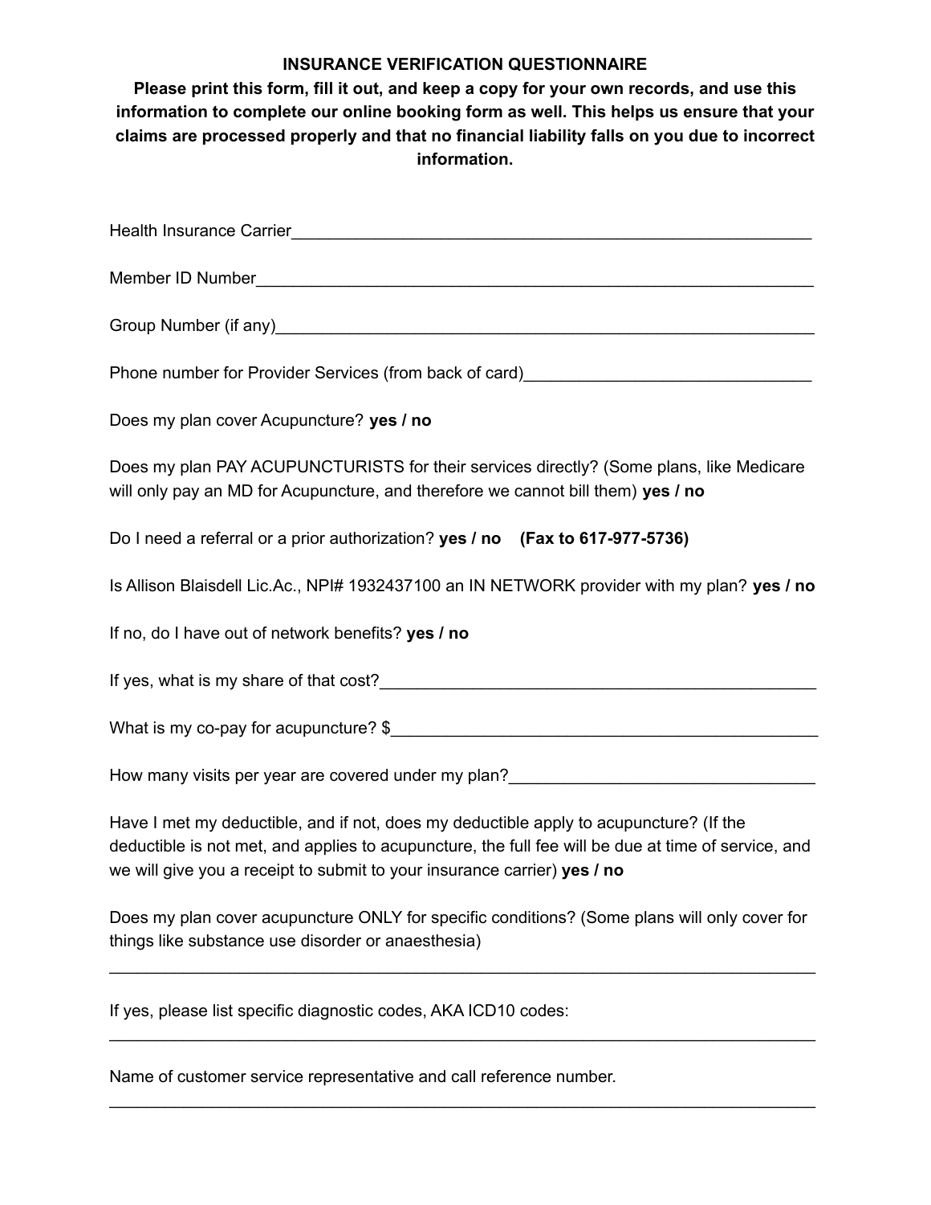**INSURANCE VERIFICATION QUESTIONNAIRE**

**Please print this form, fill it out, and keep a copy for your own records, and use this information to complete our online booking form as well. This helps us ensure that your claims are processed properly and that no financial liability falls on you due to incorrect information.**

Health Insurance Carrier___________________________________________________________

Member ID Number_______________________________________________________________

Group Number (if any)_____________________________________________________________

Phone number for Provider Services (from back of card)_______________________________

Does my plan cover Acupuncture? **yes / no**

Does my plan PAY ACUPUNCTURISTS for their services directly? (Some plans, like Medicare will only pay an MD for Acupuncture, and therefore we cannot bill them) **yes / no**

Do I need a referral or a prior authorization? **yes / no** **(Fax to 617-977-5736)**

Is Allison Blaisdell Lic.Ac., NPI# 1932437100 an IN NETWORK provider with my plan? **yes / no**

If no, do I have out of network benefits? **yes / no**

If yes, what is my share of that cost?_________________________________________________

What is my co-pay for acupuncture? $________________________________________________

How many visits per year are covered under my plan?_________________________________

Have I met my deductible, and if not, does my deductible apply to acupuncture? (If the deductible is not met, and applies to acupuncture, the full fee will be due at time of service, and we will give you a receipt to submit to your insurance carrier) **yes / no**

Does my plan cover acupuncture ONLY for specific conditions? (Some plans will only cover for things like substance use disorder or anaesthesia)

______________________________________________________________________________

If yes, please list specific diagnostic codes, AKA ICD10 codes:

______________________________________________________________________________

Name of customer service representative and call reference number.

______________________________________________________________________________